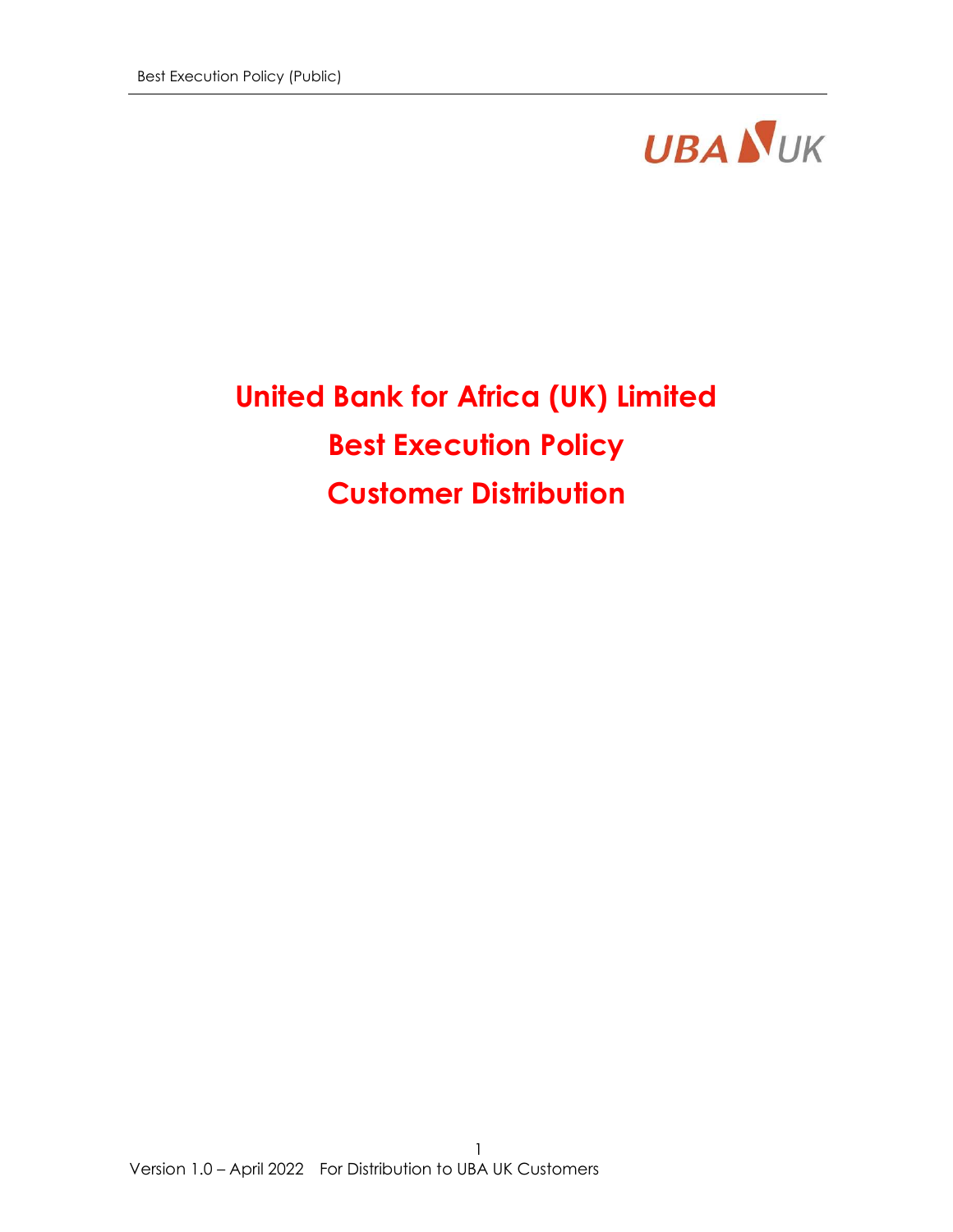# United Bank for Africa (UK) Limited

# Best Execution Policy

# Customer Distribution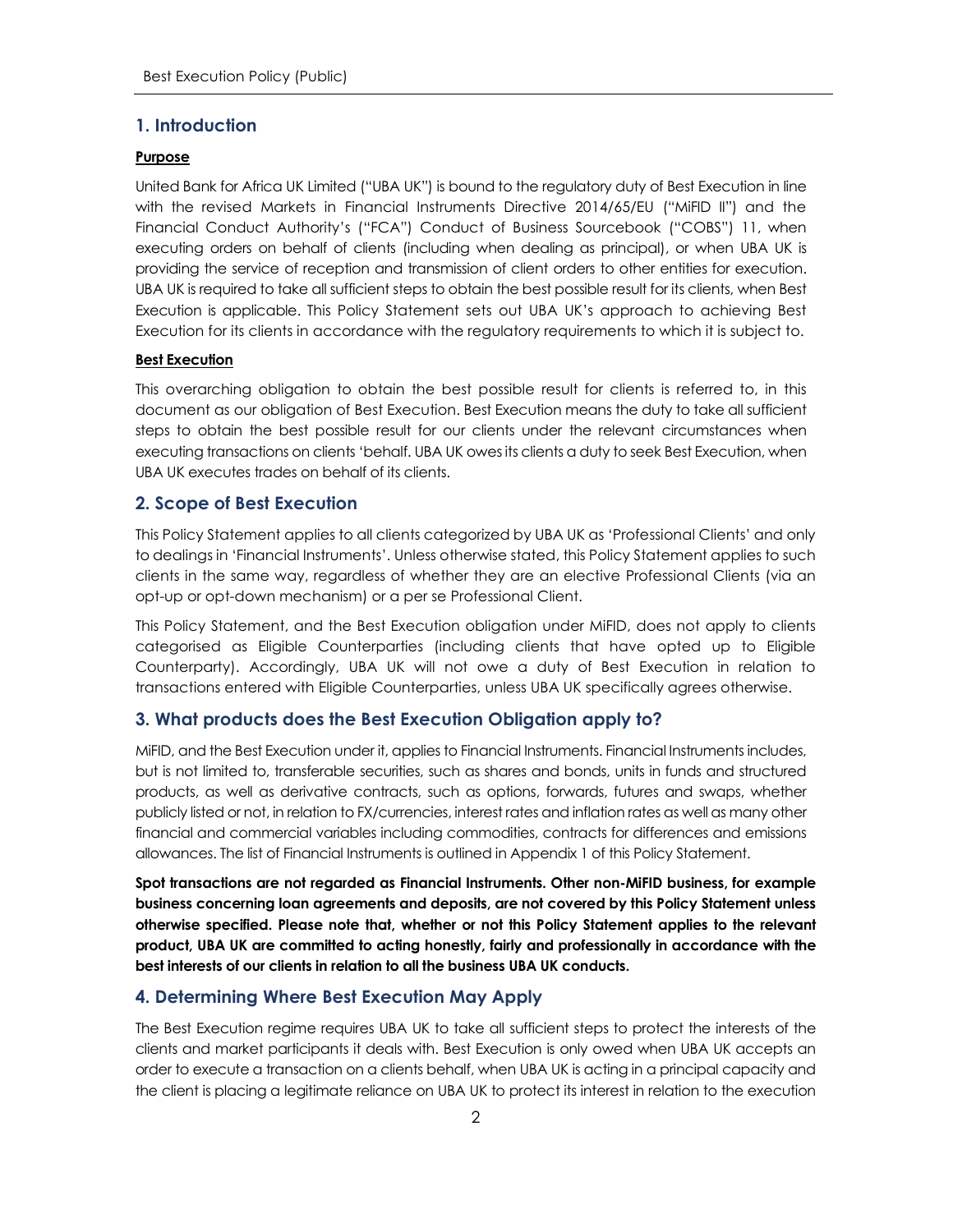## 1. Introduction

**Purpose**

United Bank for Africa UK Limited ("UBA UK") is bound to the regulatory duty of Best Execution in line with the revised Markets in Financial Instruments Directive 2014/65/EU ("MiFID II") and the Financial Conduct Authority's ("FCA") Conduct of Business Sourcebook ("COBS") 11, when executing orders on behalf of clients (including when dealing as principal), or when UBA UK is providing the service of reception and transmission of client orders to other entities for execution. UBA UK is required to take all sufficient steps to obtain the best possible result for its clients, when Best Execution is applicable. This Policy Statement sets out UBA UK's approach to achieving Best Execution for its clients in accordance with the regulatory requirements to which it is subject to.

**Best Execution**

This overarching obligation to obtain the best possible result for clients is referred to, in this document as our obligation of Best Execution. Best Execution means the duty to take all sufficient steps to obtain the best possible result for our clients under the relevant circumstances when executing transactions on clients 'behalf. UBA UK owes its clients a duty to seek Best Execution, when UBA UK executes trades on behalf of its clients.

## 2. Scope of Best Execution

This Policy Statement applies to all clients categorized by UBA UK as 'Professional Clients' and only to dealings in 'Financial Instruments'. Unless otherwise stated, this Policy Statement applies to such clients in the same way, regardless of whether they are an elective Professional Clients (via an opt-up or opt-down mechanism) or a per se Professional Client.

This Policy Statement, and the Best Execution obligation under MiFID, does not apply to clients categorised as Eligible Counterparties (including clients that have opted up to Eligible Counterparty). Accordingly, UBA UK will not owe a duty of Best Execution in relation to transactions entered with Eligible Counterparties, unless UBA UK specifically agrees otherwise.

## 3. What products does the Best Execution Obligation apply to?

MiFID, and the Best Execution under it, applies to Financial Instruments. Financial Instruments includes, but is not limited to, transferable securities, such as shares and bonds, units in funds and structured products, as well as derivative contracts, such as options, forwards, futures and swaps, whether publicly listed or not, in relation to FX/currencies, interest rates and inflation rates as well as many other financial and commercial variables including commodities, contracts for differences and emissions allowances. The list of Financial Instruments is outlined in Appendix 1 of this Policy Statement.

**Spot transactions are not regarded as Financial Instruments. Other non-MiFID business, for example business concerning loan agreements and deposits, are not covered by this Policy Statement unless otherwise specified. Please note that, whether or not this Policy Statement applies to the relevant product, UBA UK are committed to acting honestly, fairly and professionally in accordance with the best interests of our clients in relation to all the business UBA UK conducts.**

## 4. Determining Where Best Execution May Apply

The Best Execution regime requires UBA UK to take all sufficient steps to protect the interests of the clients and market participants it deals with. Best Execution is only owed when UBA UK accepts an order to execute a transaction on a clients behalf, when UBA UK is acting in a principal capacity and the client is placing a legitimate reliance on UBA UK to protect its interest in relation to the execution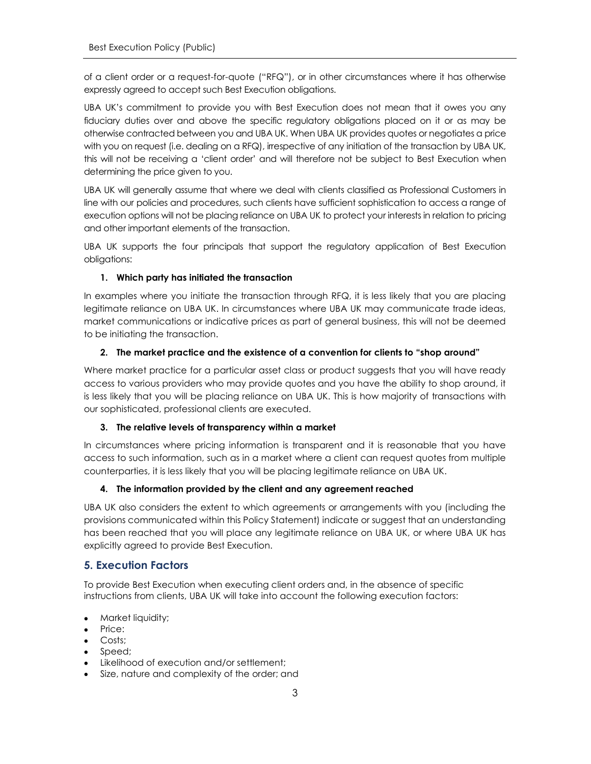of a client order or a request-for-quote ("RFQ"), or in other circumstances where it has otherwise expressly agreed to accept such Best Execution obligations.

UBA UK's commitment to provide you with Best Execution does not mean that it owes you any fiduciary duties over and above the specific regulatory obligations placed on it or as may be otherwise contracted between you and UBA UK. When UBA UK provides quotes or negotiates a price with you on request (i.e. dealing on a RFQ), irrespective of any initiation of the transaction by UBA UK, this will not be receiving a 'client order' and will therefore not be subject to Best Execution when determining the price given to you.

UBA UK will generally assume that where we deal with clients classified as Professional Customers in line with our policies and procedures, such clients have sufficient sophistication to access a range of execution options will not be placing reliance on UBA UK to protect your interests in relation to pricing and other important elements of the transaction.

UBA UK supports the four principals that support the regulatory application of Best Execution obligations:

1. **Which party has initiated the transaction**

In examples where you initiate the transaction through RFQ, it is less likely that you are placing legitimate reliance on UBA UK. In circumstances where UBA UK may communicate trade ideas, market communications or indicative prices as part of general business, this will not be deemed to be initiating the transaction.

2. **The market practice and the existence of a convention for clients to "shop around"**

Where market practice for a particular asset class or product suggests that you will have ready access to various providers who may provide quotes and you have the ability to shop around, it is less likely that you will be placing reliance on UBA UK. This is how majority of transactions with our sophisticated, professional clients are executed.

3. **The relative levels of transparency within a market**

In circumstances where pricing information is transparent and it is reasonable that you have access to such information, such as in a market where a client can request quotes from multiple counterparties, it is less likely that you will be placing legitimate reliance on UBA UK.

4. **The information provided by the client and any agreement reached**

UBA UK also considers the extent to which agreements or arrangements with you (including the provisions communicated within this Policy Statement) indicate or suggest that an understanding has been reached that you will place any legitimate reliance on UBA UK, or where UBA UK has explicitly agreed to provide Best Execution.

## 5. Execution Factors

To provide Best Execution when executing client orders and, in the absence of specific instructions from clients, UBA UK will take into account the following execution factors:

- Market liquidity;
- Price:
- Costs;
- Speed;
- Likelihood of execution and/or settlement;
- Size, nature and complexity of the order; and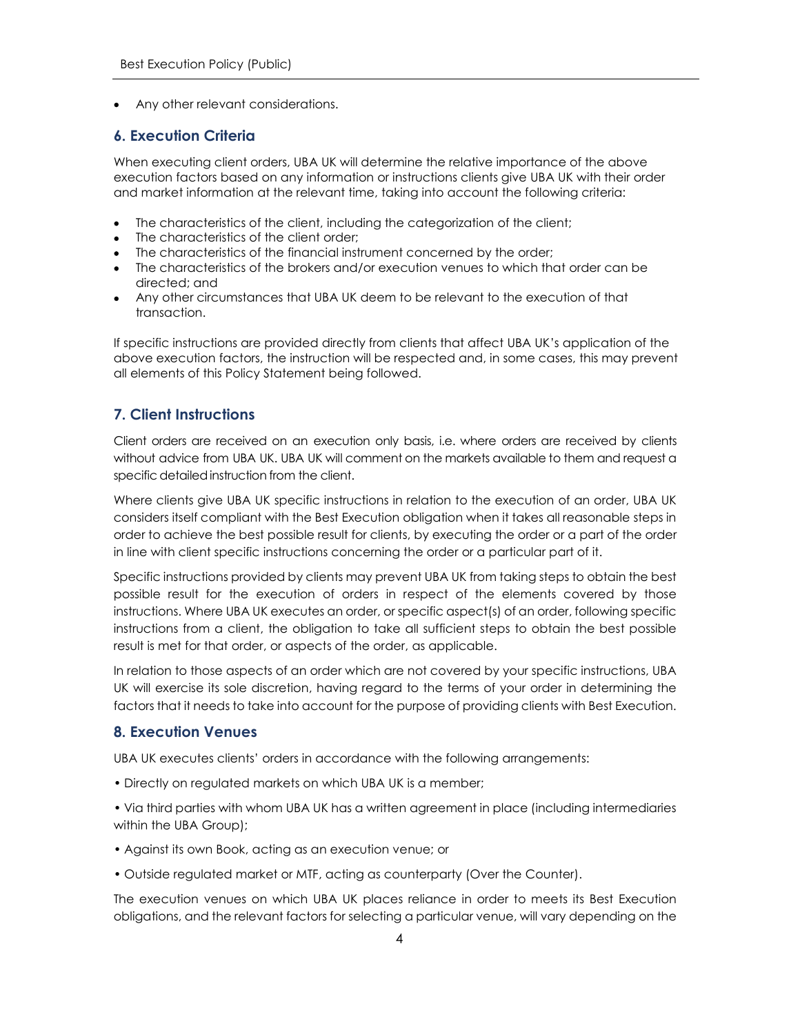- Any other relevant considerations.

## 6. Execution Criteria

When executing client orders, UBA UK will determine the relative importance of the above execution factors based on any information or instructions clients give UBA UK with their order and market information at the relevant time, taking into account the following criteria:

- The characteristics of the client, including the categorization of the client;
- The characteristics of the client order;
- The characteristics of the financial instrument concerned by the order;
- The characteristics of the brokers and/or execution venues to which that order can be directed; and
- Any other circumstances that UBA UK deem to be relevant to the execution of that transaction.

If specific instructions are provided directly from clients that affect UBA UK's application of the above execution factors, the instruction will be respected and, in some cases, this may prevent all elements of this Policy Statement being followed.

## 7. Client Instructions

Client orders are received on an execution only basis, i.e. where orders are received by clients without advice from UBA UK. UBA UK will comment on the markets available to them and request a specific detailed instruction from the client.

Where clients give UBA UK specific instructions in relation to the execution of an order, UBA UK considers itself compliant with the Best Execution obligation when it takes all reasonable steps in order to achieve the best possible result for clients, by executing the order or a part of the order in line with client specific instructions concerning the order or a particular part of it.

Specific instructions provided by clients may prevent UBA UK from taking steps to obtain the best possible result for the execution of orders in respect of the elements covered by those instructions. Where UBA UK executes an order, or specific aspect(s) of an order, following specific instructions from a client, the obligation to take all sufficient steps to obtain the best possible result is met for that order, or aspects of the order, as applicable.

In relation to those aspects of an order which are not covered by your specific instructions, UBA UK will exercise its sole discretion, having regard to the terms of your order in determining the factors that it needs to take into account for the purpose of providing clients with Best Execution.

## 8. Execution Venues

UBA UK executes clients' orders in accordance with the following arrangements:

- Directly on regulated markets on which UBA UK is a member;
- Via third parties with whom UBA UK has a written agreement in place (including intermediaries within the UBA Group);
- Against its own Book, acting as an execution venue; or
- Outside regulated market or MTF, acting as counterparty (Over the Counter).

The execution venues on which UBA UK places reliance in order to meets its Best Execution obligations, and the relevant factors for selecting a particular venue, will vary depending on the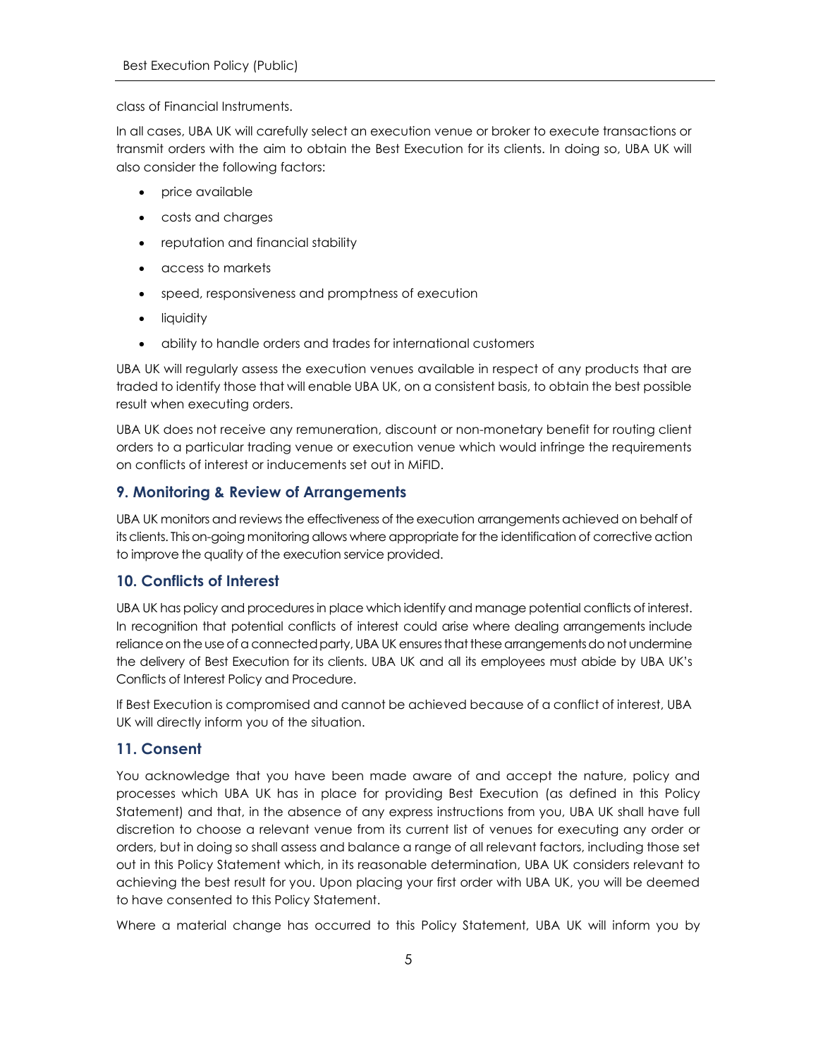class of Financial Instruments.

In all cases, UBA UK will carefully select an execution venue or broker to execute transactions or transmit orders with the aim to obtain the Best Execution for its clients. In doing so, UBA UK will also consider the following factors:

- price available
- costs and charges
- reputation and financial stability
- access to markets
- speed, responsiveness and promptness of execution
- liquidity
- ability to handle orders and trades for international customers

UBA UK will regularly assess the execution venues available in respect of any products that are traded to identify those that will enable UBA UK, on a consistent basis, to obtain the best possible result when executing orders.

UBA UK does not receive any remuneration, discount or non-monetary benefit for routing client orders to a particular trading venue or execution venue which would infringe the requirements on conflicts of interest or inducements set out in MiFID.

## 9. Monitoring & Review of Arrangements

UBA UK monitors and reviews the effectiveness of the execution arrangements achieved on behalf of its clients. This on-going monitoring allows where appropriate for the identification of corrective action to improve the quality of the execution service provided.

## 10. Conflicts of Interest

UBA UK has policy and procedures in place which identify and manage potential conflicts of interest. In recognition that potential conflicts of interest could arise where dealing arrangements include reliance on the use of a connected party, UBA UK ensures that these arrangements do not undermine the delivery of Best Execution for its clients. UBA UK and all its employees must abide by UBA UK's Conflicts of Interest Policy and Procedure.

If Best Execution is compromised and cannot be achieved because of a conflict of interest, UBA UK will directly inform you of the situation.

## 11. Consent

You acknowledge that you have been made aware of and accept the nature, policy and processes which UBA UK has in place for providing Best Execution (as defined in this Policy Statement) and that, in the absence of any express instructions from you, UBA UK shall have full discretion to choose a relevant venue from its current list of venues for executing any order or orders, but in doing so shall assess and balance a range of all relevant factors, including those set out in this Policy Statement which, in its reasonable determination, UBA UK considers relevant to achieving the best result for you. Upon placing your first order with UBA UK, you will be deemed to have consented to this Policy Statement.

Where a material change has occurred to this Policy Statement, UBA UK will inform you by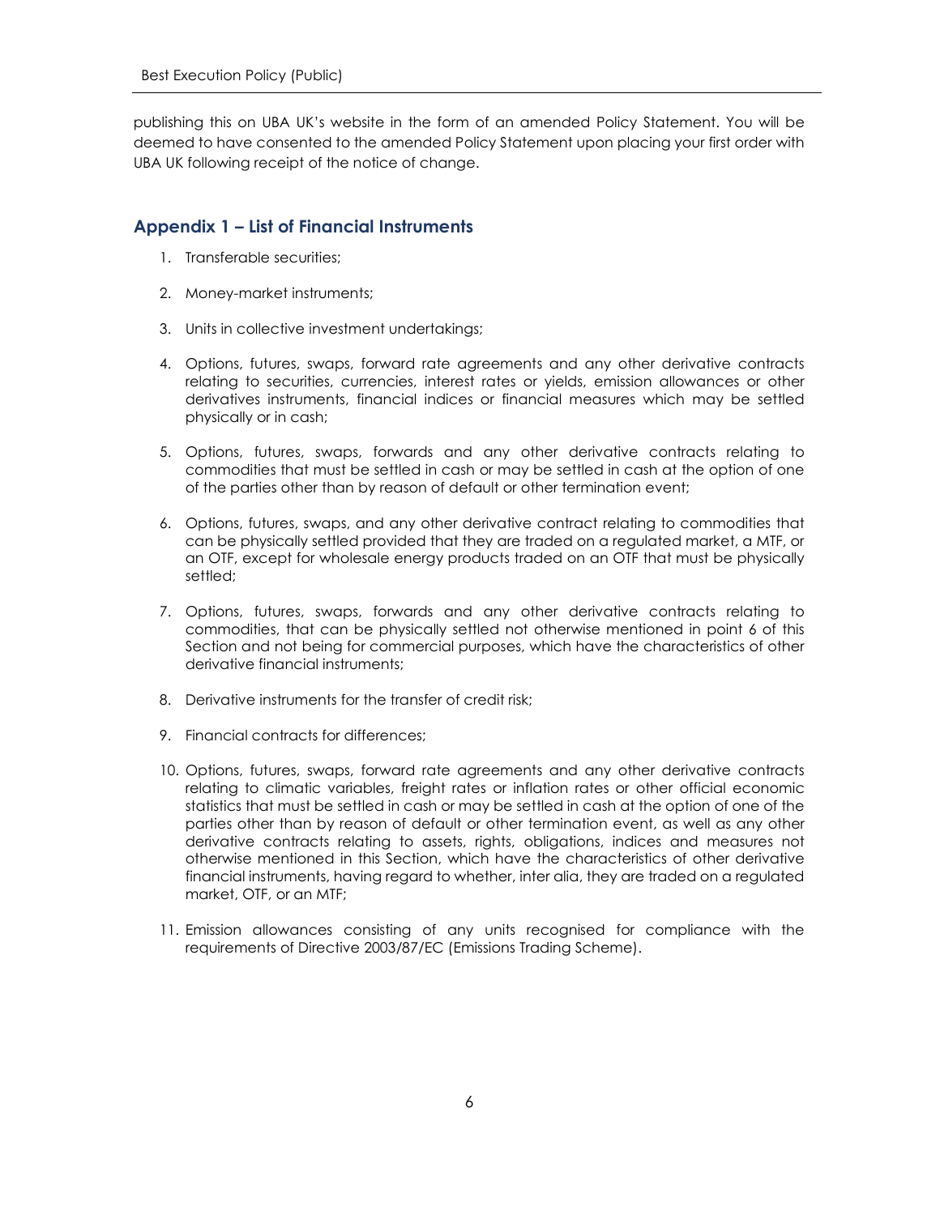publishing this on UBA UK's website in the form of an amended Policy Statement. You will be deemed to have consented to the amended Policy Statement upon placing your first order with UBA UK following receipt of the notice of change.

## Appendix 1 – List of Financial Instruments

1. Transferable securities;
2. Money-market instruments;
3. Units in collective investment undertakings;
4. Options, futures, swaps, forward rate agreements and any other derivative contracts relating to securities, currencies, interest rates or yields, emission allowances or other derivatives instruments, financial indices or financial measures which may be settled physically or in cash;
5. Options, futures, swaps, forwards and any other derivative contracts relating to commodities that must be settled in cash or may be settled in cash at the option of one of the parties other than by reason of default or other termination event;
6. Options, futures, swaps, and any other derivative contract relating to commodities that can be physically settled provided that they are traded on a regulated market, a MTF, or an OTF, except for wholesale energy products traded on an OTF that must be physically settled;
7. Options, futures, swaps, forwards and any other derivative contracts relating to commodities, that can be physically settled not otherwise mentioned in point 6 of this Section and not being for commercial purposes, which have the characteristics of other derivative financial instruments;
8. Derivative instruments for the transfer of credit risk;
9. Financial contracts for differences;
10. Options, futures, swaps, forward rate agreements and any other derivative contracts relating to climatic variables, freight rates or inflation rates or other official economic statistics that must be settled in cash or may be settled in cash at the option of one of the parties other than by reason of default or other termination event, as well as any other derivative contracts relating to assets, rights, obligations, indices and measures not otherwise mentioned in this Section, which have the characteristics of other derivative financial instruments, having regard to whether, inter alia, they are traded on a regulated market, OTF, or an MTF;
11. Emission allowances consisting of any units recognised for compliance with the requirements of Directive 2003/87/EC (Emissions Trading Scheme).